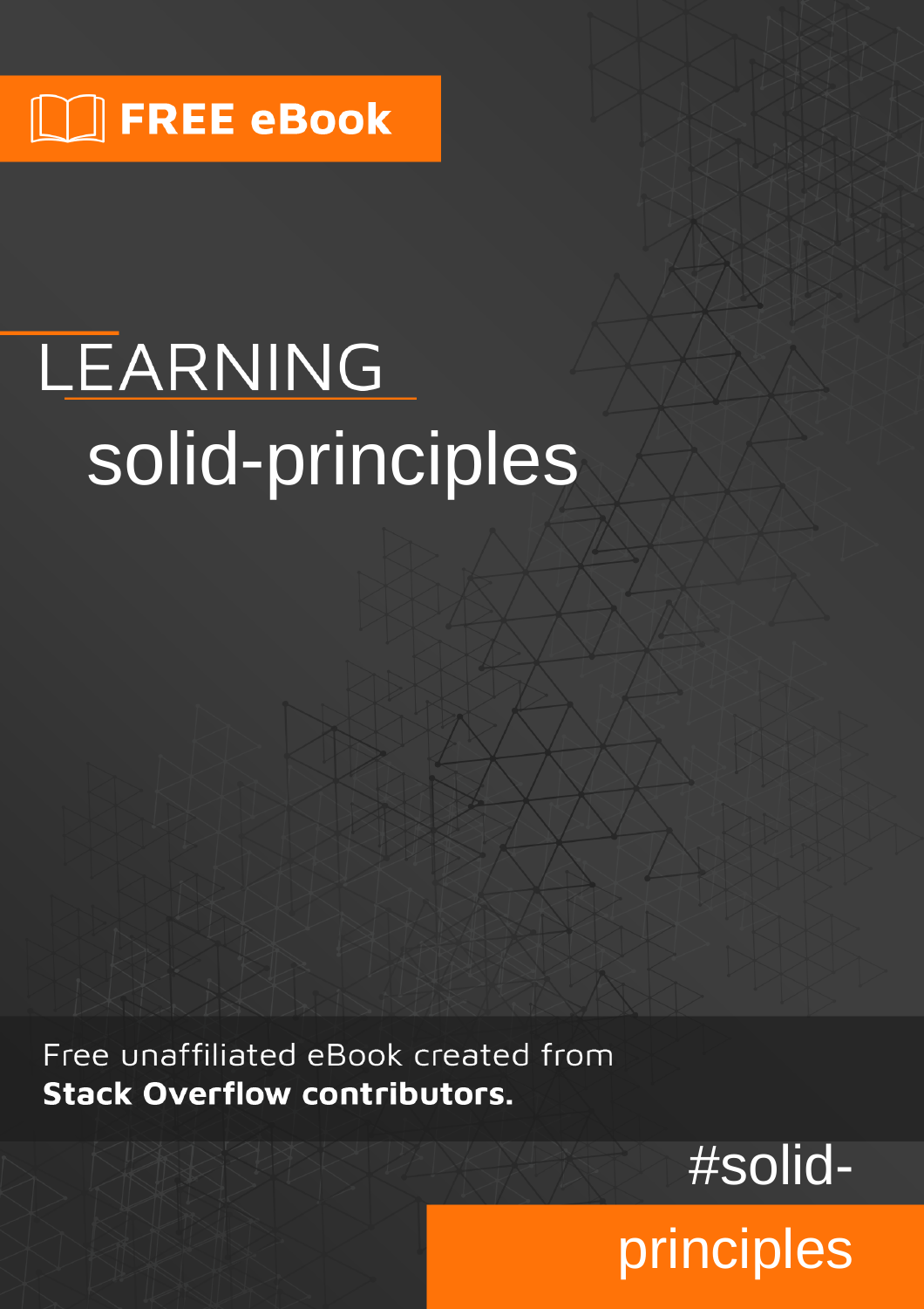FREE eBook

# LEARNING solid-principles

Free unaffiliated eBook created from **Stack Overflow contributors.**

#solid-principles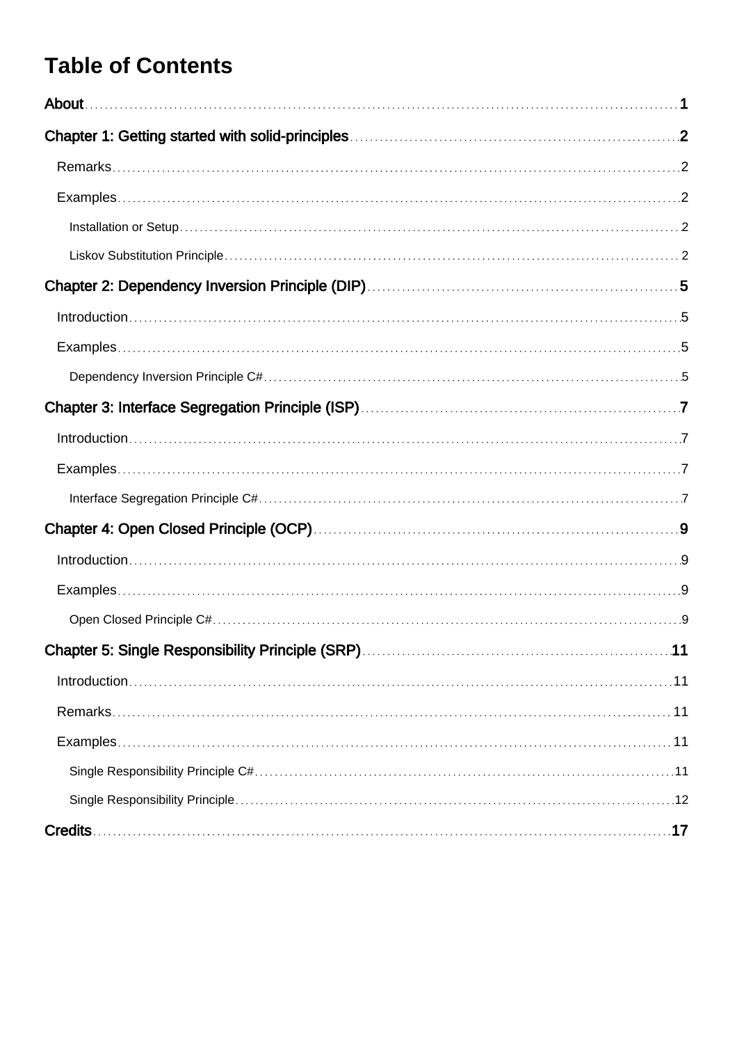# Table of Contents

About ..... 1

Chapter 1: Getting started with solid-principles ..... 2

- Remarks ..... 2
- Examples ..... 2
  - Installation or Setup ..... 2
  - Liskov Substitution Principle ..... 2

Chapter 2: Dependency Inversion Principle (DIP) ..... 5

- Introduction ..... 5
- Examples ..... 5
  - Dependency Inversion Principle C# ..... 5

Chapter 3: Interface Segregation Principle (ISP) ..... 7

- Introduction ..... 7
- Examples ..... 7
  - Interface Segregation Principle C# ..... 7

Chapter 4: Open Closed Principle (OCP) ..... 9

- Introduction ..... 9
- Examples ..... 9
  - Open Closed Principle C# ..... 9

Chapter 5: Single Responsibility Principle (SRP) ..... 11

- Introduction ..... 11
- Remarks ..... 11
- Examples ..... 11
  - Single Responsibility Principle C# ..... 11
  - Single Responsibility Principle ..... 12

Credits ..... 17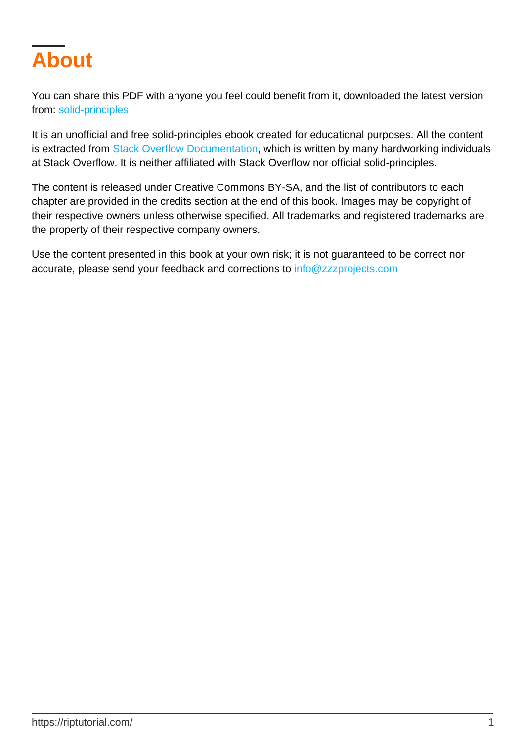# About

You can share this PDF with anyone you feel could benefit from it, downloaded the latest version from: solid-principles

It is an unofficial and free solid-principles ebook created for educational purposes. All the content is extracted from Stack Overflow Documentation, which is written by many hardworking individuals at Stack Overflow. It is neither affiliated with Stack Overflow nor official solid-principles.

The content is released under Creative Commons BY-SA, and the list of contributors to each chapter are provided in the credits section at the end of this book. Images may be copyright of their respective owners unless otherwise specified. All trademarks and registered trademarks are the property of their respective company owners.

Use the content presented in this book at your own risk; it is not guaranteed to be correct nor accurate, please send your feedback and corrections to info@zzzprojects.com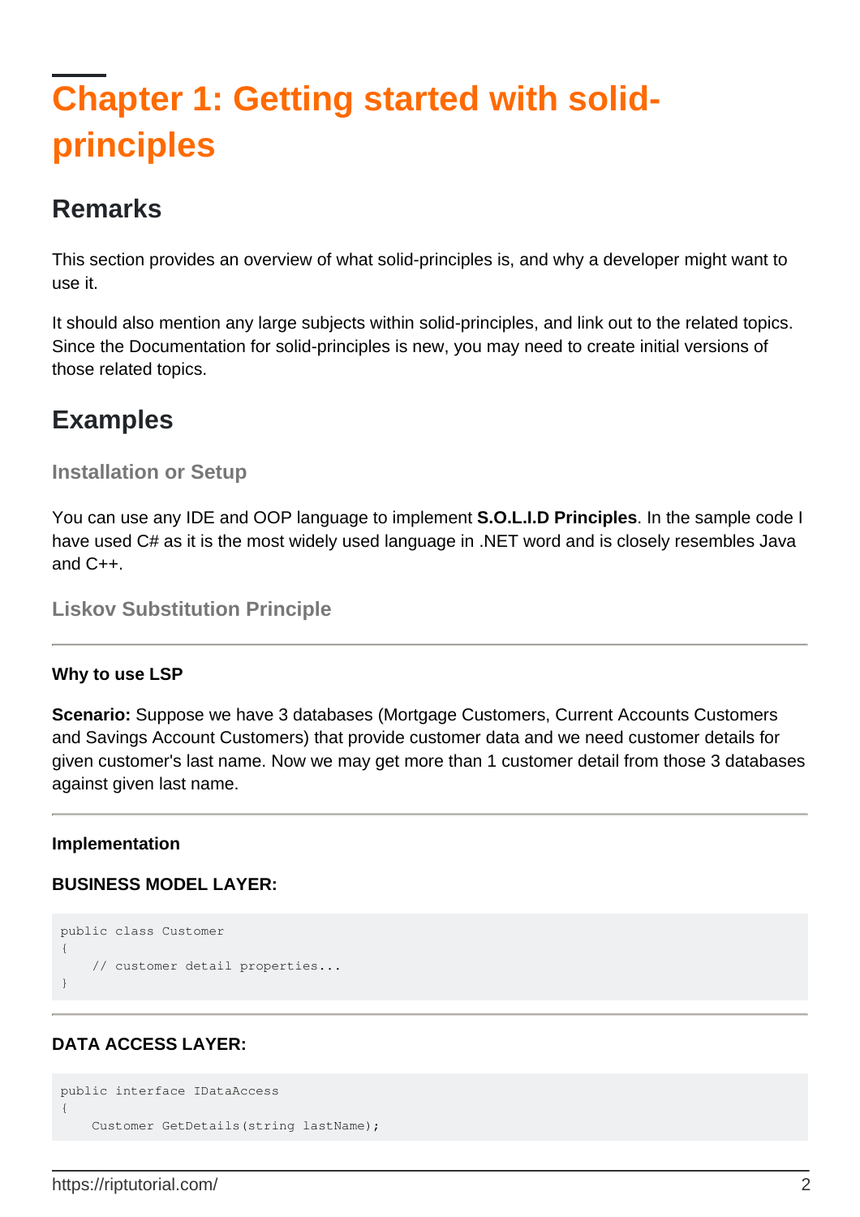# Chapter 1: Getting started with solid-principles

## Remarks

This section provides an overview of what solid-principles is, and why a developer might want to use it.

It should also mention any large subjects within solid-principles, and link out to the related topics. Since the Documentation for solid-principles is new, you may need to create initial versions of those related topics.

## Examples

### Installation or Setup

You can use any IDE and OOP language to implement **S.O.L.I.D Principles**. In the sample code I have used C# as it is the most widely used language in .NET word and is closely resembles Java and C++.

### Liskov Substitution Principle

---

**Why to use LSP**

**Scenario:** Suppose we have 3 databases (Mortgage Customers, Current Accounts Customers and Savings Account Customers) that provide customer data and we need customer details for given customer's last name. Now we may get more than 1 customer detail from those 3 databases against given last name.

---

**Implementation**

**BUSINESS MODEL LAYER:**

```
public class Customer
{
    // customer detail properties...
}
```

---

**DATA ACCESS LAYER:**

```
public interface IDataAccess
{
    Customer GetDetails(string lastName);
```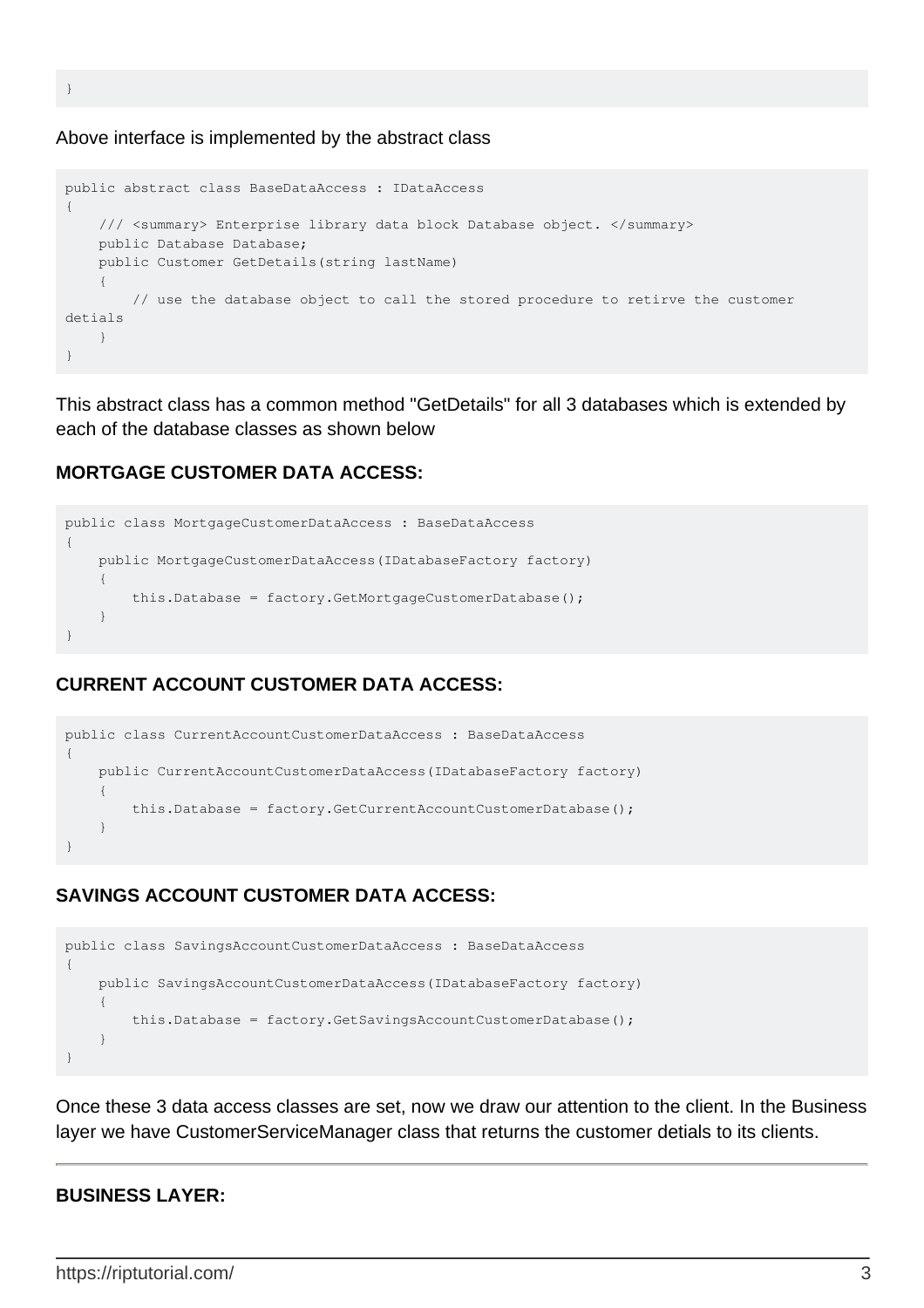```
}
```

Above interface is implemented by the abstract class

```
public abstract class BaseDataAccess : IDataAccess
{
    /// <summary> Enterprise library data block Database object. </summary>
    public Database Database;
    public Customer GetDetails(string lastName)
    {
        // use the database object to call the stored procedure to retirve the customer
detials
    }
}
```

This abstract class has a common method "GetDetails" for all 3 databases which is extended by each of the database classes as shown below

**MORTGAGE CUSTOMER DATA ACCESS:**

```
public class MortgageCustomerDataAccess : BaseDataAccess
{
    public MortgageCustomerDataAccess(IDatabaseFactory factory)
    {
        this.Database = factory.GetMortgageCustomerDatabase();
    }
}
```

**CURRENT ACCOUNT CUSTOMER DATA ACCESS:**

```
public class CurrentAccountCustomerDataAccess : BaseDataAccess
{
    public CurrentAccountCustomerDataAccess(IDatabaseFactory factory)
    {
        this.Database = factory.GetCurrentAccountCustomerDatabase();
    }
}
```

**SAVINGS ACCOUNT CUSTOMER DATA ACCESS:**

```
public class SavingsAccountCustomerDataAccess : BaseDataAccess
{
    public SavingsAccountCustomerDataAccess(IDatabaseFactory factory)
    {
        this.Database = factory.GetSavingsAccountCustomerDatabase();
    }
}
```

Once these 3 data access classes are set, now we draw our attention to the client. In the Business layer we have CustomerServiceManager class that returns the customer detials to its clients.

---

**BUSINESS LAYER:**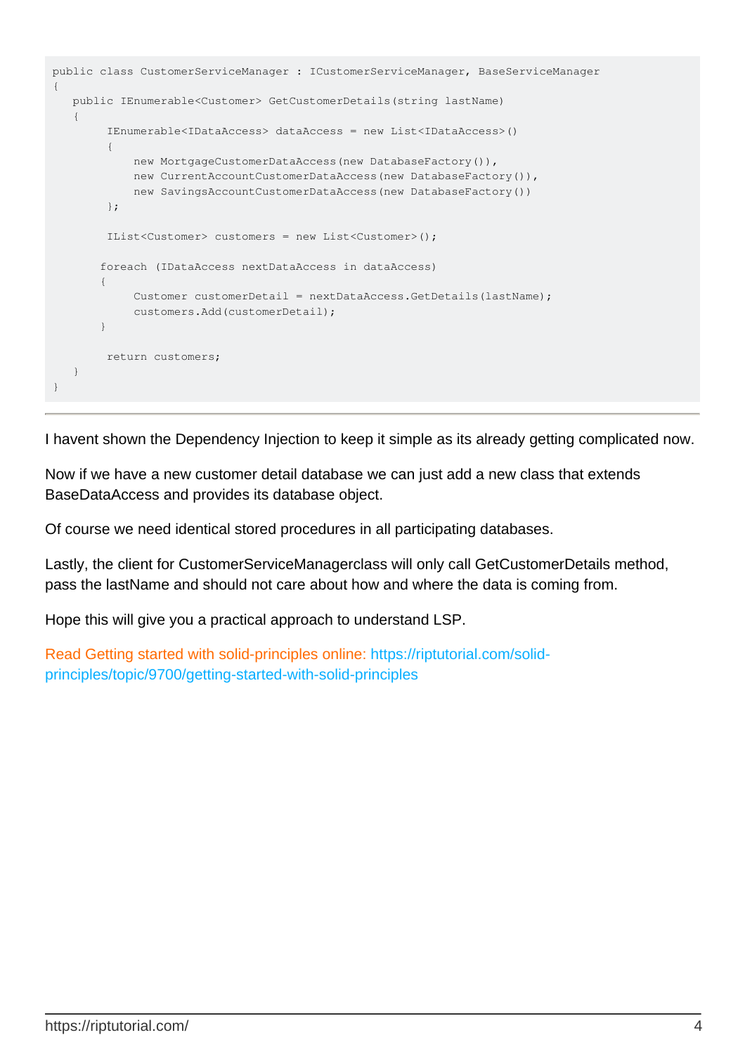```
public class CustomerServiceManager : ICustomerServiceManager, BaseServiceManager
{
   public IEnumerable<Customer> GetCustomerDetails(string lastName)
   {
        IEnumerable<IDataAccess> dataAccess = new List<IDataAccess>()
        {
            new MortgageCustomerDataAccess(new DatabaseFactory()),
            new CurrentAccountCustomerDataAccess(new DatabaseFactory()),
            new SavingsAccountCustomerDataAccess(new DatabaseFactory())
        };

        IList<Customer> customers = new List<Customer>();

       foreach (IDataAccess nextDataAccess in dataAccess)
       {
            Customer customerDetail = nextDataAccess.GetDetails(lastName);
            customers.Add(customerDetail);
       }

        return customers;
   }
}
```

I havent shown the Dependency Injection to keep it simple as its already getting complicated now.

Now if we have a new customer detail database we can just add a new class that extends BaseDataAccess and provides its database object.

Of course we need identical stored procedures in all participating databases.

Lastly, the client for CustomerServiceManagerclass will only call GetCustomerDetails method, pass the lastName and should not care about how and where the data is coming from.

Hope this will give you a practical approach to understand LSP.

Read Getting started with solid-principles online: https://riptutorial.com/solid-principles/topic/9700/getting-started-with-solid-principles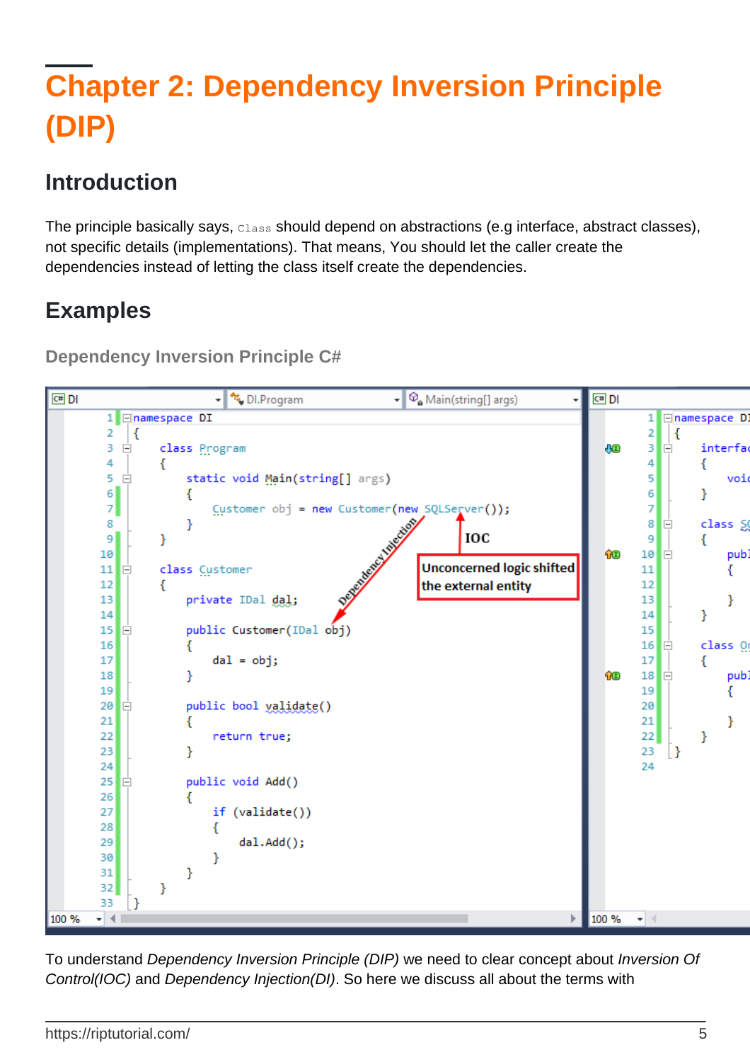# Chapter 2: Dependency Inversion Principle (DIP)

## Introduction

The principle basically says, `Class` should depend on abstractions (e.g interface, abstract classes), not specific details (implementations). That means, You should let the caller create the dependencies instead of letting the class itself create the dependencies.

## Examples

### Dependency Inversion Principle C#

```
namespace DI
{
    class Program
    {
        static void Main(string[] args)
        {
            Customer obj = new Customer(new SQLServer());
        }
    }

    class Customer
    {
        private IDal dal;

        public Customer(IDal obj)
        {
            dal = obj;
        }

        public bool validate()
        {
            return true;
        }

        public void Add()
        {
            if (validate())
            {
                dal.Add();
            }
        }
    }
}
```

Dependency Injection

IOC

Unconcerned logic shifted the external entity

To understand *Dependency Inversion Principle (DIP)* we need to clear concept about *Inversion Of Control(IOC)* and *Dependency Injection(DI)*. So here we discuss all about the terms with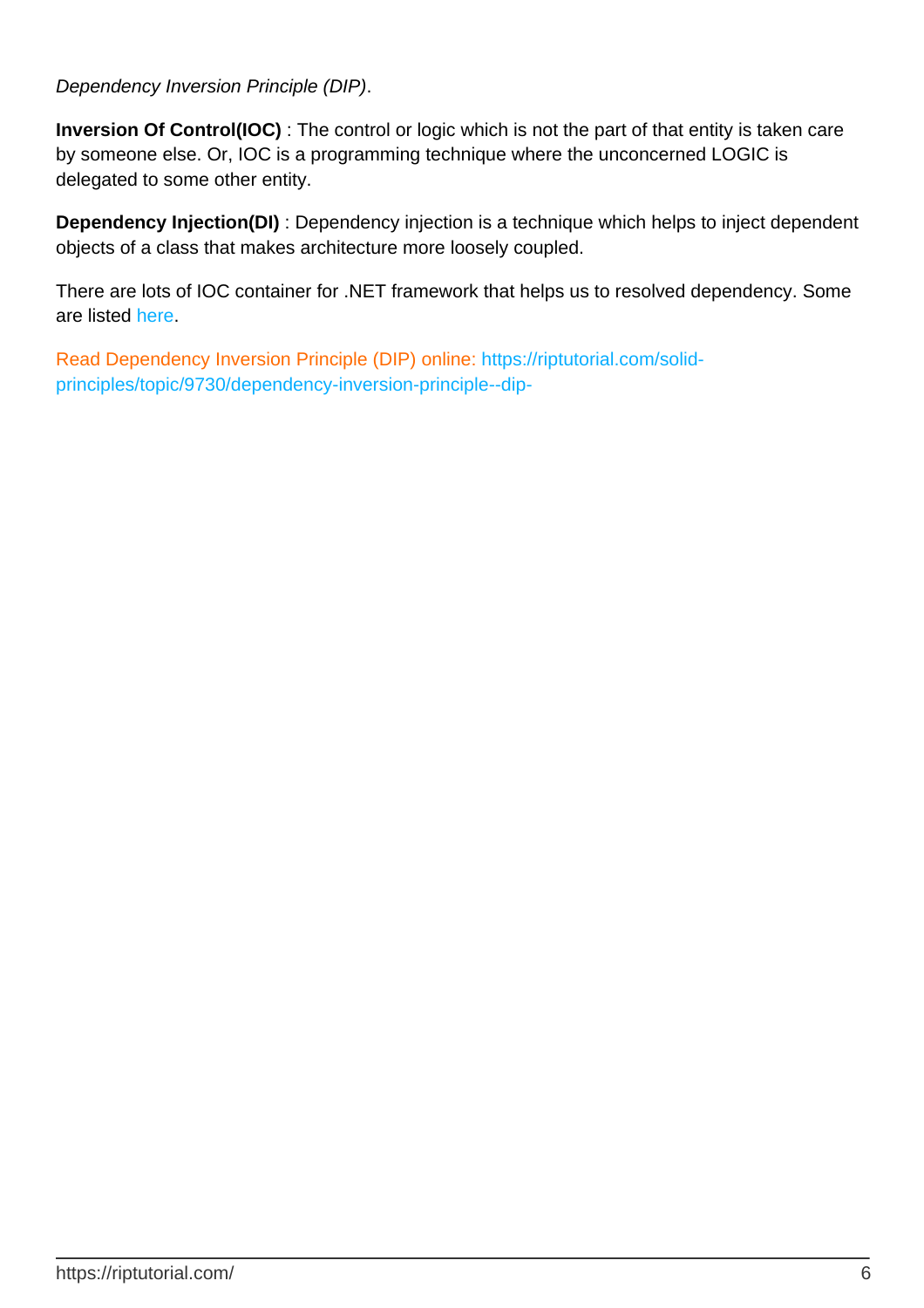*Dependency Inversion Principle (DIP)*.

**Inversion Of Control(IOC)** : The control or logic which is not the part of that entity is taken care by someone else. Or, IOC is a programming technique where the unconcerned LOGIC is delegated to some other entity.

**Dependency Injection(DI)** : Dependency injection is a technique which helps to inject dependent objects of a class that makes architecture more loosely coupled.

There are lots of IOC container for .NET framework that helps us to resolved dependency. Some are listed here.

Read Dependency Inversion Principle (DIP) online: https://riptutorial.com/solid-principles/topic/9730/dependency-inversion-principle--dip-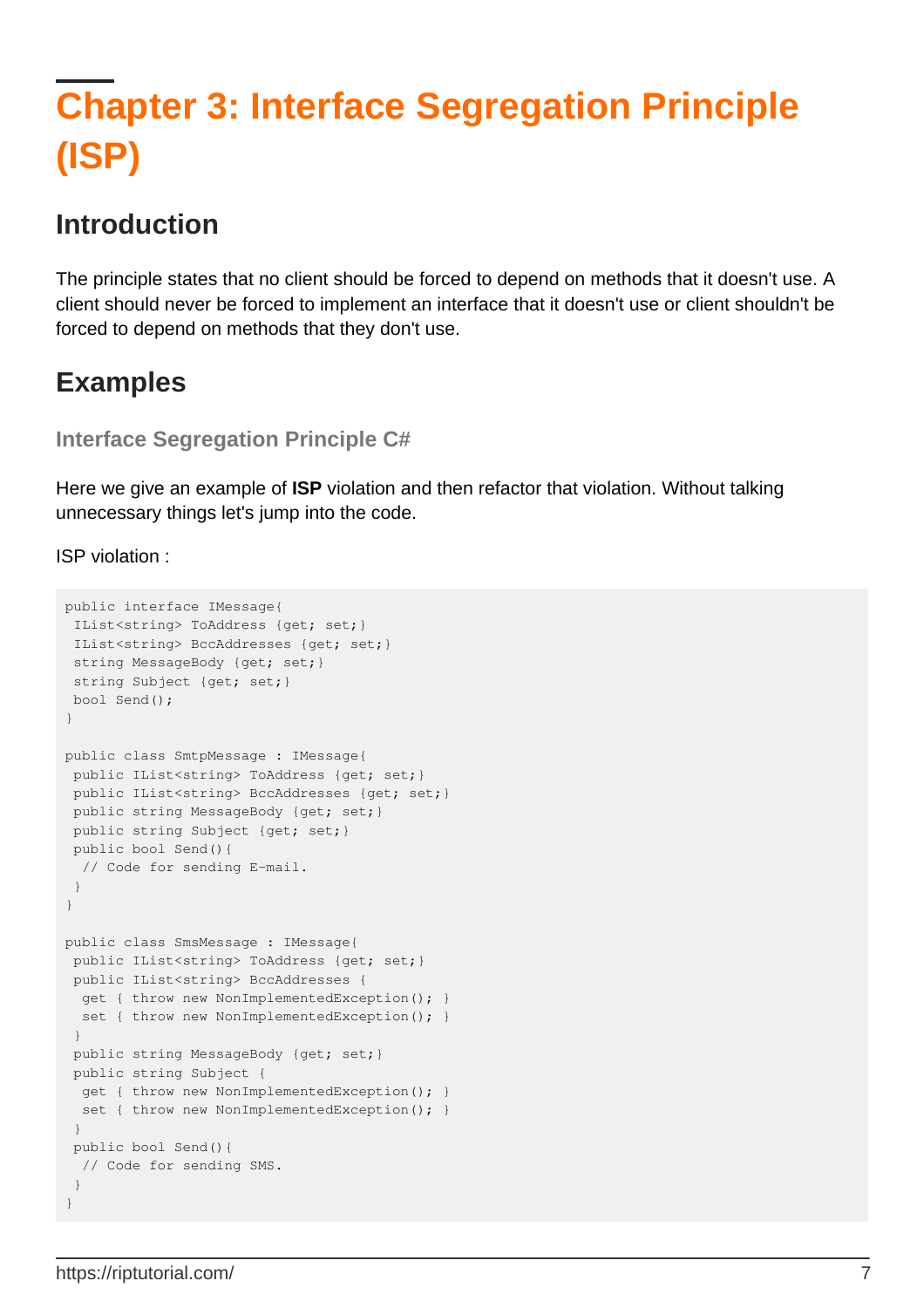# Chapter 3: Interface Segregation Principle (ISP)

## Introduction

The principle states that no client should be forced to depend on methods that it doesn't use. A client should never be forced to implement an interface that it doesn't use or client shouldn't be forced to depend on methods that they don't use.

## Examples

### Interface Segregation Principle C#

Here we give an example of **ISP** violation and then refactor that violation. Without talking unnecessary things let's jump into the code.

ISP violation :

```
public interface IMessage{
 IList<string> ToAddress {get; set;}
 IList<string> BccAddresses {get; set;}
 string MessageBody {get; set;}
 string Subject {get; set;}
 bool Send();
}

public class SmtpMessage : IMessage{
 public IList<string> ToAddress {get; set;}
 public IList<string> BccAddresses {get; set;}
 public string MessageBody {get; set;}
 public string Subject {get; set;}
 public bool Send(){
  // Code for sending E-mail.
 }
}

public class SmsMessage : IMessage{
 public IList<string> ToAddress {get; set;}
 public IList<string> BccAddresses {
  get { throw new NonImplementedException(); }
  set { throw new NonImplementedException(); }
 }
 public string MessageBody {get; set;}
 public string Subject {
  get { throw new NonImplementedException(); }
  set { throw new NonImplementedException(); }
 }
 public bool Send(){
  // Code for sending SMS.
 }
}
```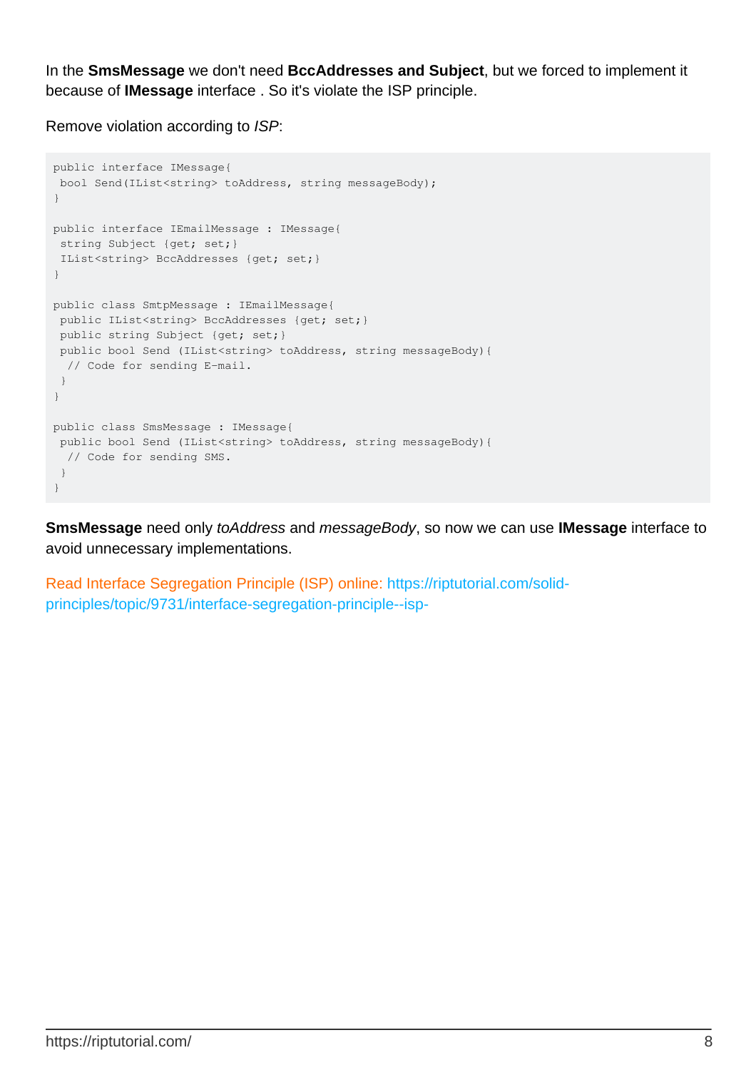In the **SmsMessage** we don't need **BccAddresses and Subject**, but we forced to implement it because of **IMessage** interface . So it's violate the ISP principle.

Remove violation according to *ISP*:

```
public interface IMessage{
 bool Send(IList<string> toAddress, string messageBody);
}

public interface IEmailMessage : IMessage{
 string Subject {get; set;}
 IList<string> BccAddresses {get; set;}
}

public class SmtpMessage : IEmailMessage{
 public IList<string> BccAddresses {get; set;}
 public string Subject {get; set;}
 public bool Send (IList<string> toAddress, string messageBody){
  // Code for sending E-mail.
 }
}

public class SmsMessage : IMessage{
 public bool Send (IList<string> toAddress, string messageBody){
  // Code for sending SMS.
 }
}
```

**SmsMessage** need only *toAddress* and *messageBody*, so now we can use **IMessage** interface to avoid unnecessary implementations.

Read Interface Segregation Principle (ISP) online: https://riptutorial.com/solid-principles/topic/9731/interface-segregation-principle--isp-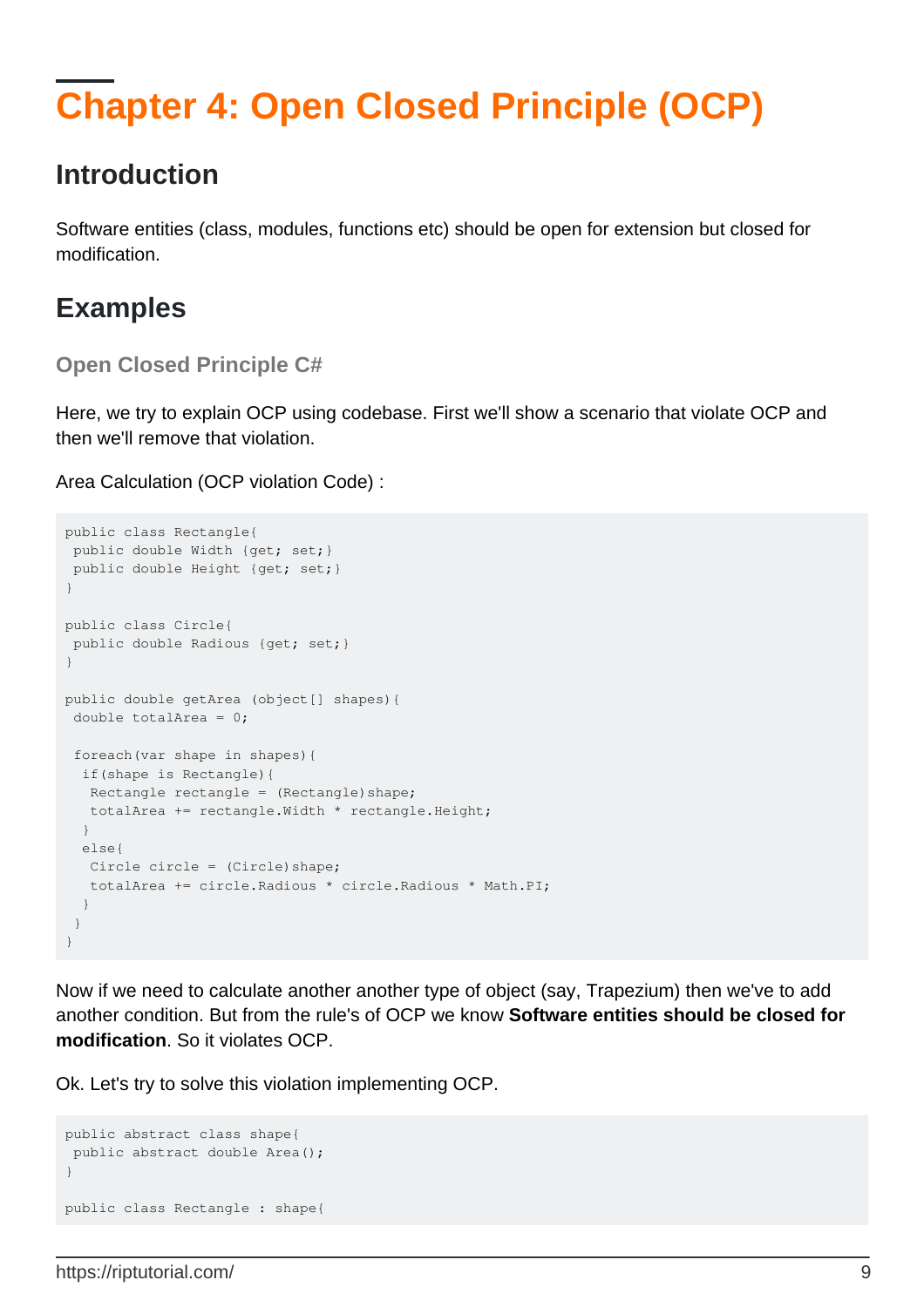# Chapter 4: Open Closed Principle (OCP)

## Introduction

Software entities (class, modules, functions etc) should be open for extension but closed for modification.

## Examples

### Open Closed Principle C#

Here, we try to explain OCP using codebase. First we'll show a scenario that violate OCP and then we'll remove that violation.

Area Calculation (OCP violation Code) :

```
public class Rectangle{
 public double Width {get; set;}
 public double Height {get; set;}
}

public class Circle{
 public double Radious {get; set;}
}

public double getArea (object[] shapes){
 double totalArea = 0;

 foreach(var shape in shapes){
  if(shape is Rectangle){
   Rectangle rectangle = (Rectangle)shape;
   totalArea += rectangle.Width * rectangle.Height;
  }
  else{
   Circle circle = (Circle)shape;
   totalArea += circle.Radious * circle.Radious * Math.PI;
  }
 }
}
```

Now if we need to calculate another another type of object (say, Trapezium) then we've to add another condition. But from the rule's of OCP we know **Software entities should be closed for modification**. So it violates OCP.

Ok. Let's try to solve this violation implementing OCP.

```
public abstract class shape{
 public abstract double Area();
}

public class Rectangle : shape{
```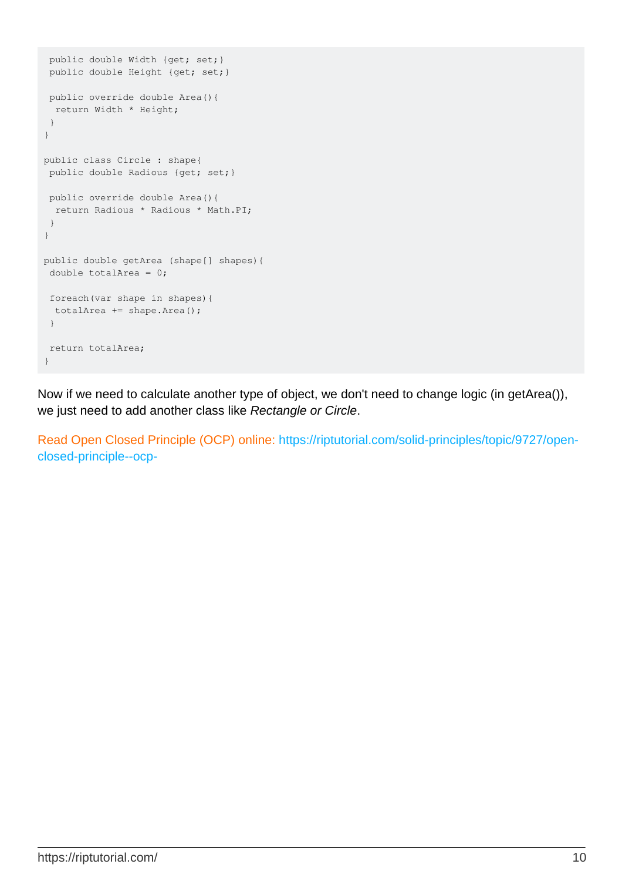```
 public double Width {get; set;}
 public double Height {get; set;}

 public override double Area(){
  return Width * Height;
 }
}

public class Circle : shape{
 public double Radious {get; set;}

 public override double Area(){
  return Radious * Radious * Math.PI;
 }
}

public double getArea (shape[] shapes){
 double totalArea = 0;

 foreach(var shape in shapes){
  totalArea += shape.Area();
 }

 return totalArea;
}
```

Now if we need to calculate another type of object, we don't need to change logic (in getArea()), we just need to add another class like *Rectangle or Circle*.

Read Open Closed Principle (OCP) online: https://riptutorial.com/solid-principles/topic/9727/open-closed-principle--ocp-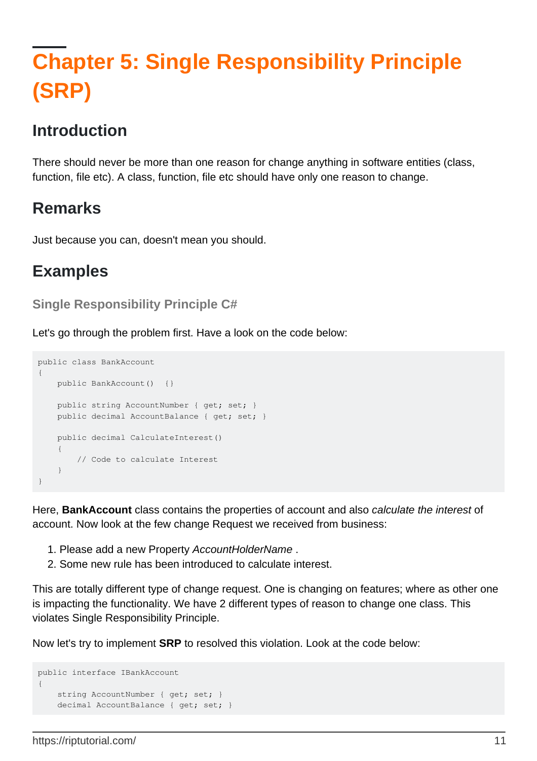# Chapter 5: Single Responsibility Principle (SRP)

## Introduction

There should never be more than one reason for change anything in software entities (class, function, file etc). A class, function, file etc should have only one reason to change.

## Remarks

Just because you can, doesn't mean you should.

## Examples

### Single Responsibility Principle C#

Let's go through the problem first. Have a look on the code below:

```
public class BankAccount
{
    public BankAccount()  {}

    public string AccountNumber { get; set; }
    public decimal AccountBalance { get; set; }

    public decimal CalculateInterest()
    {
        // Code to calculate Interest
    }
}
```

Here, **BankAccount** class contains the properties of account and also *calculate the interest* of account. Now look at the few change Request we received from business:

1. Please add a new Property *AccountHolderName* .
2. Some new rule has been introduced to calculate interest.

This are totally different type of change request. One is changing on features; where as other one is impacting the functionality. We have 2 different types of reason to change one class. This violates Single Responsibility Principle.

Now let's try to implement **SRP** to resolved this violation. Look at the code below:

```
public interface IBankAccount
{
    string AccountNumber { get; set; }
    decimal AccountBalance { get; set; }
```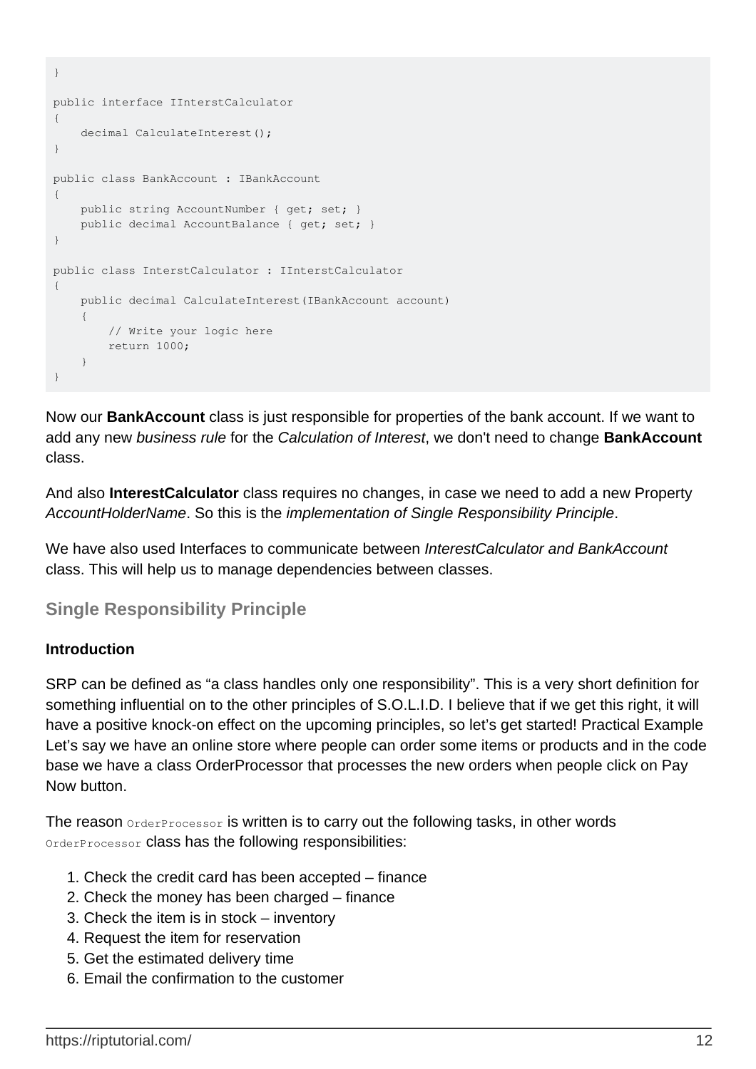```
}

public interface IInterstCalculator
{
    decimal CalculateInterest();
}

public class BankAccount : IBankAccount
{
    public string AccountNumber { get; set; }
    public decimal AccountBalance { get; set; }
}

public class InterstCalculator : IInterstCalculator
{
    public decimal CalculateInterest(IBankAccount account)
    {
        // Write your logic here
        return 1000;
    }
}
```

Now our **BankAccount** class is just responsible for properties of the bank account. If we want to add any new *business rule* for the *Calculation of Interest*, we don't need to change **BankAccount** class.

And also **InterestCalculator** class requires no changes, in case we need to add a new Property *AccountHolderName*. So this is the *implementation of Single Responsibility Principle*.

We have also used Interfaces to communicate between *InterestCalculator and BankAccount* class. This will help us to manage dependencies between classes.

## Single Responsibility Principle

**Introduction**

SRP can be defined as "a class handles only one responsibility". This is a very short definition for something influential on to the other principles of S.O.L.I.D. I believe that if we get this right, it will have a positive knock-on effect on the upcoming principles, so let's get started! Practical Example Let's say we have an online store where people can order some items or products and in the code base we have a class OrderProcessor that processes the new orders when people click on Pay Now button.

The reason `OrderProcessor` is written is to carry out the following tasks, in other words `OrderProcessor` class has the following responsibilities:

1. Check the credit card has been accepted – finance
2. Check the money has been charged – finance
3. Check the item is in stock – inventory
4. Request the item for reservation
5. Get the estimated delivery time
6. Email the confirmation to the customer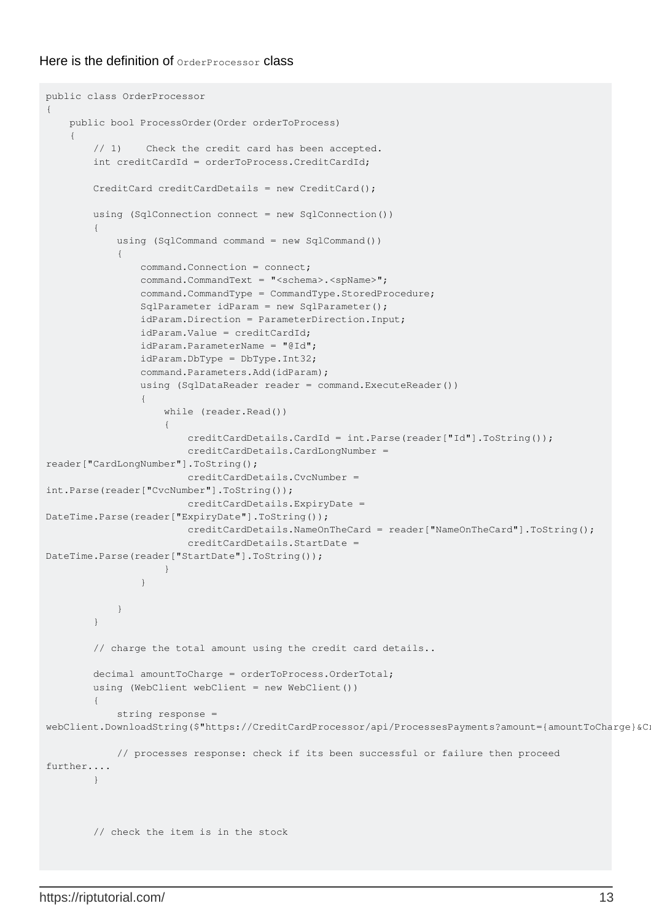Here is the definition of `OrderProcessor` class

```
public class OrderProcessor
{
    public bool ProcessOrder(Order orderToProcess)
    {
        // 1)    Check the credit card has been accepted.
        int creditCardId = orderToProcess.CreditCardId;

        CreditCard creditCardDetails = new CreditCard();

        using (SqlConnection connect = new SqlConnection())
        {
            using (SqlCommand command = new SqlCommand())
            {
                command.Connection = connect;
                command.CommandText = "<schema>.<spName>";
                command.CommandType = CommandType.StoredProcedure;
                SqlParameter idParam = new SqlParameter();
                idParam.Direction = ParameterDirection.Input;
                idParam.Value = creditCardId;
                idParam.ParameterName = "@Id";
                idParam.DbType = DbType.Int32;
                command.Parameters.Add(idParam);
                using (SqlDataReader reader = command.ExecuteReader())
                {
                    while (reader.Read())
                    {
                        creditCardDetails.CardId = int.Parse(reader["Id"].ToString());
                        creditCardDetails.CardLongNumber =
reader["CardLongNumber"].ToString();
                        creditCardDetails.CvcNumber =
int.Parse(reader["CvcNumber"].ToString());
                        creditCardDetails.ExpiryDate =
DateTime.Parse(reader["ExpiryDate"].ToString());
                        creditCardDetails.NameOnTheCard = reader["NameOnTheCard"].ToString();
                        creditCardDetails.StartDate =
DateTime.Parse(reader["StartDate"].ToString());
                    }
                }

            }
        }

        // charge the total amount using the credit card details..

        decimal amountToCharge = orderToProcess.OrderTotal;
        using (WebClient webClient = new WebClient())
        {
            string response =
webClient.DownloadString($"https://CreditCardProcessor/api/ProcessesPayments?amount={amountToCharge}&Cr

            // processes response: check if its been successful or failure then proceed
further....
        }



        // check the item is in the stock
```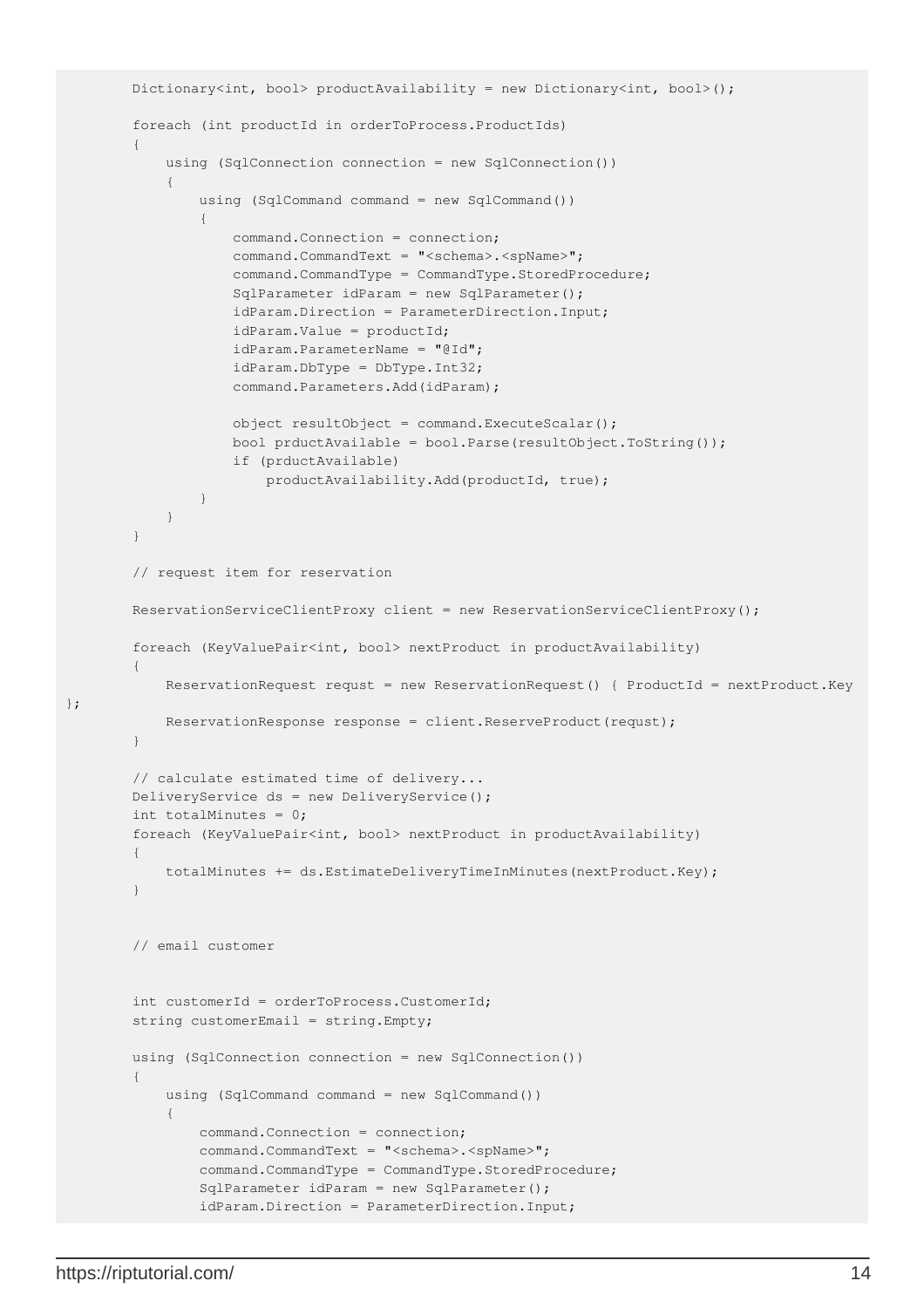```
        Dictionary<int, bool> productAvailability = new Dictionary<int, bool>();

        foreach (int productId in orderToProcess.ProductIds)
        {
            using (SqlConnection connection = new SqlConnection())
            {
                using (SqlCommand command = new SqlCommand())
                {
                    command.Connection = connection;
                    command.CommandText = "<schema>.<spName>";
                    command.CommandType = CommandType.StoredProcedure;
                    SqlParameter idParam = new SqlParameter();
                    idParam.Direction = ParameterDirection.Input;
                    idParam.Value = productId;
                    idParam.ParameterName = "@Id";
                    idParam.DbType = DbType.Int32;
                    command.Parameters.Add(idParam);

                    object resultObject = command.ExecuteScalar();
                    bool prductAvailable = bool.Parse(resultObject.ToString());
                    if (prductAvailable)
                        productAvailability.Add(productId, true);
                }
            }
        }

        // request item for reservation

        ReservationServiceClientProxy client = new ReservationServiceClientProxy();

        foreach (KeyValuePair<int, bool> nextProduct in productAvailability)
        {
            ReservationRequest requst = new ReservationRequest() { ProductId = nextProduct.Key
};
            ReservationResponse response = client.ReserveProduct(requst);
        }

        // calculate estimated time of delivery...
        DeliveryService ds = new DeliveryService();
        int totalMinutes = 0;
        foreach (KeyValuePair<int, bool> nextProduct in productAvailability)
        {
            totalMinutes += ds.EstimateDeliveryTimeInMinutes(nextProduct.Key);
        }


        // email customer


        int customerId = orderToProcess.CustomerId;
        string customerEmail = string.Empty;

        using (SqlConnection connection = new SqlConnection())
        {
            using (SqlCommand command = new SqlCommand())
            {
                command.Connection = connection;
                command.CommandText = "<schema>.<spName>";
                command.CommandType = CommandType.StoredProcedure;
                SqlParameter idParam = new SqlParameter();
                idParam.Direction = ParameterDirection.Input;
```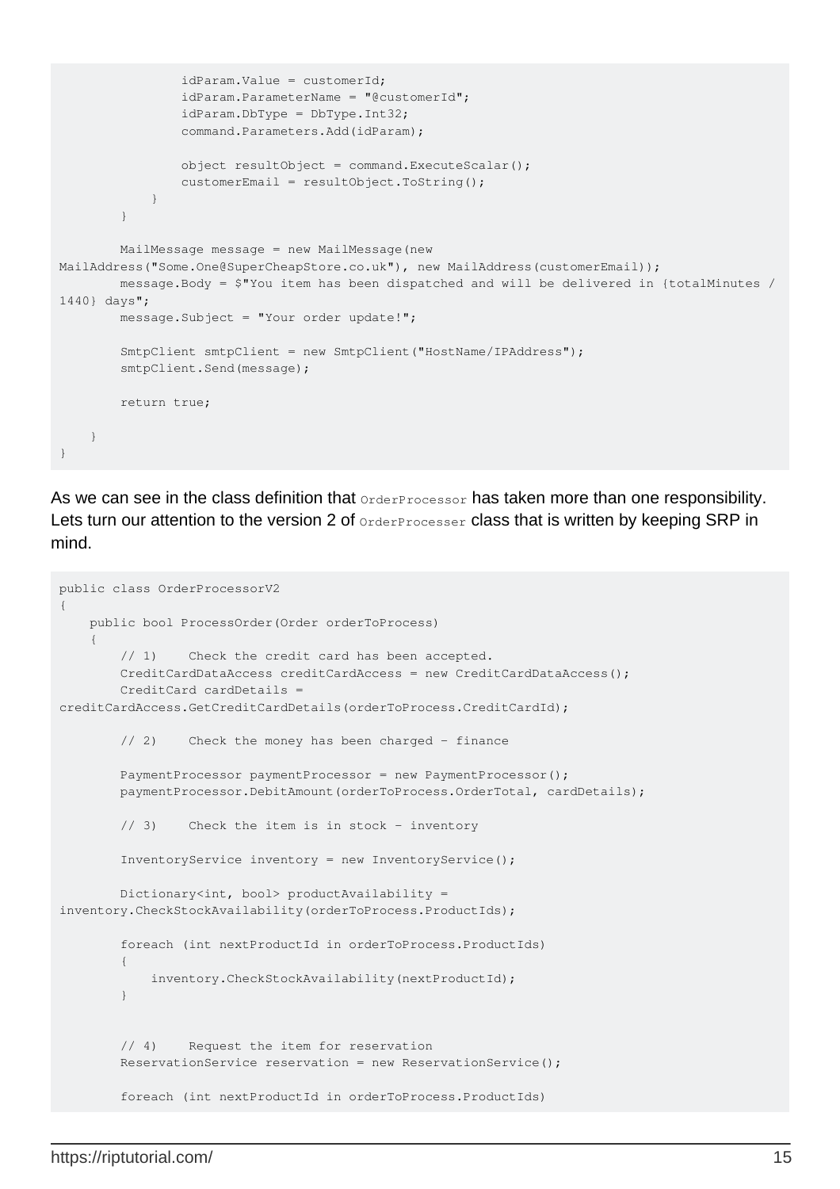```
                idParam.Value = customerId;
                idParam.ParameterName = "@customerId";
                idParam.DbType = DbType.Int32;
                command.Parameters.Add(idParam);

                object resultObject = command.ExecuteScalar();
                customerEmail = resultObject.ToString();
            }
        }

        MailMessage message = new MailMessage(new 
MailAddress("Some.One@SuperCheapStore.co.uk"), new MailAddress(customerEmail));
        message.Body = $"You item has been dispatched and will be delivered in {totalMinutes / 
1440} days";
        message.Subject = "Your order update!";

        SmtpClient smtpClient = new SmtpClient("HostName/IPAddress");
        smtpClient.Send(message);

        return true;

    }
}
```

As we can see in the class definition that `OrderProcessor` has taken more than one responsibility. Lets turn our attention to the version 2 of `OrderProcesser` class that is written by keeping SRP in mind.

```
public class OrderProcessorV2
{
    public bool ProcessOrder(Order orderToProcess)
    {
        // 1)    Check the credit card has been accepted.
        CreditCardDataAccess creditCardAccess = new CreditCardDataAccess();
        CreditCard cardDetails = 
creditCardAccess.GetCreditCardDetails(orderToProcess.CreditCardId);

        // 2)    Check the money has been charged – finance

        PaymentProcessor paymentProcessor = new PaymentProcessor();
        paymentProcessor.DebitAmount(orderToProcess.OrderTotal, cardDetails);

        // 3)    Check the item is in stock – inventory

        InventoryService inventory = new InventoryService();

        Dictionary<int, bool> productAvailability = 
inventory.CheckStockAvailability(orderToProcess.ProductIds);

        foreach (int nextProductId in orderToProcess.ProductIds)
        {
            inventory.CheckStockAvailability(nextProductId);
        }


        // 4)    Request the item for reservation
        ReservationService reservation = new ReservationService();

        foreach (int nextProductId in orderToProcess.ProductIds)
```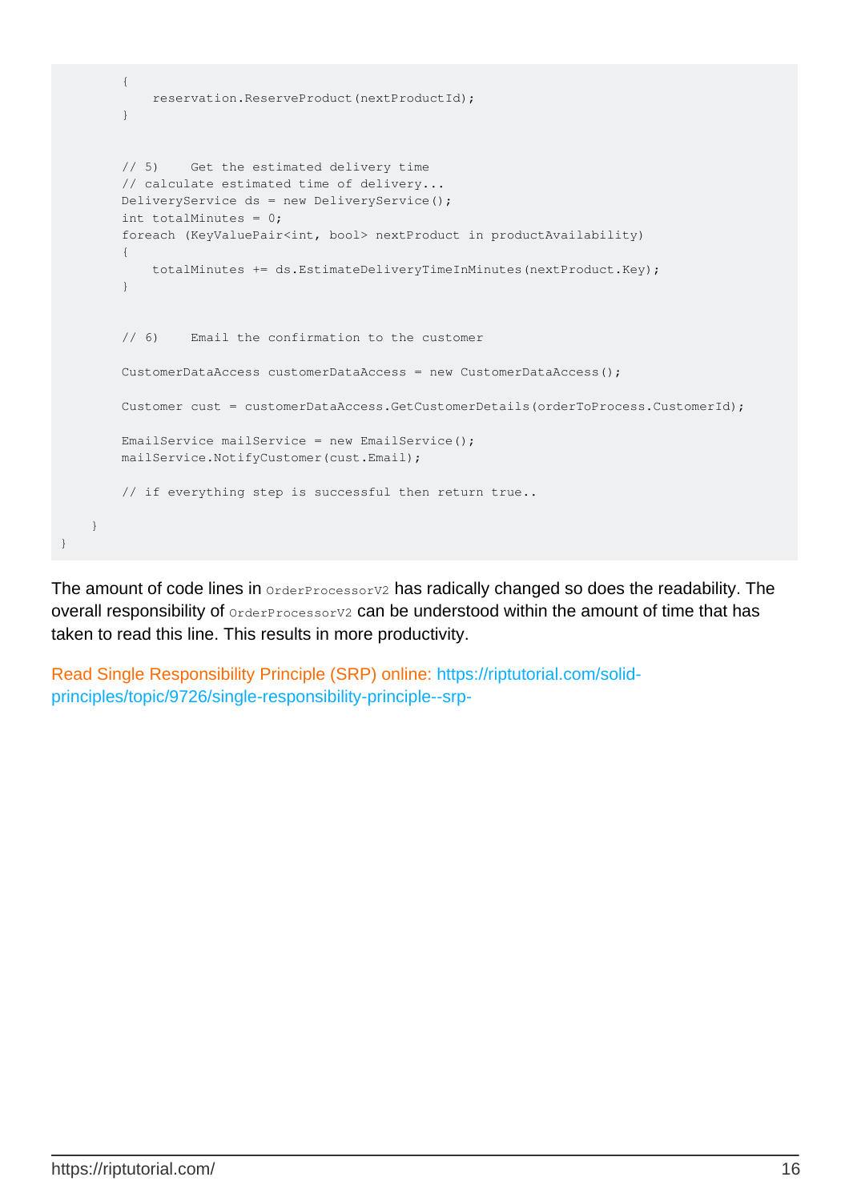```
        {
            reservation.ReserveProduct(nextProductId);
        }


        // 5)    Get the estimated delivery time
        // calculate estimated time of delivery...
        DeliveryService ds = new DeliveryService();
        int totalMinutes = 0;
        foreach (KeyValuePair<int, bool> nextProduct in productAvailability)
        {
            totalMinutes += ds.EstimateDeliveryTimeInMinutes(nextProduct.Key);
        }


        // 6)    Email the confirmation to the customer

        CustomerDataAccess customerDataAccess = new CustomerDataAccess();

        Customer cust = customerDataAccess.GetCustomerDetails(orderToProcess.CustomerId);

        EmailService mailService = new EmailService();
        mailService.NotifyCustomer(cust.Email);

        // if everything step is successful then return true..

    }
}
```

The amount of code lines in `OrderProcessorV2` has radically changed so does the readability. The overall responsibility of `OrderProcessorV2` can be understood within the amount of time that has taken to read this line. This results in more productivity.

Read Single Responsibility Principle (SRP) online: https://riptutorial.com/solid-principles/topic/9726/single-responsibility-principle--srp-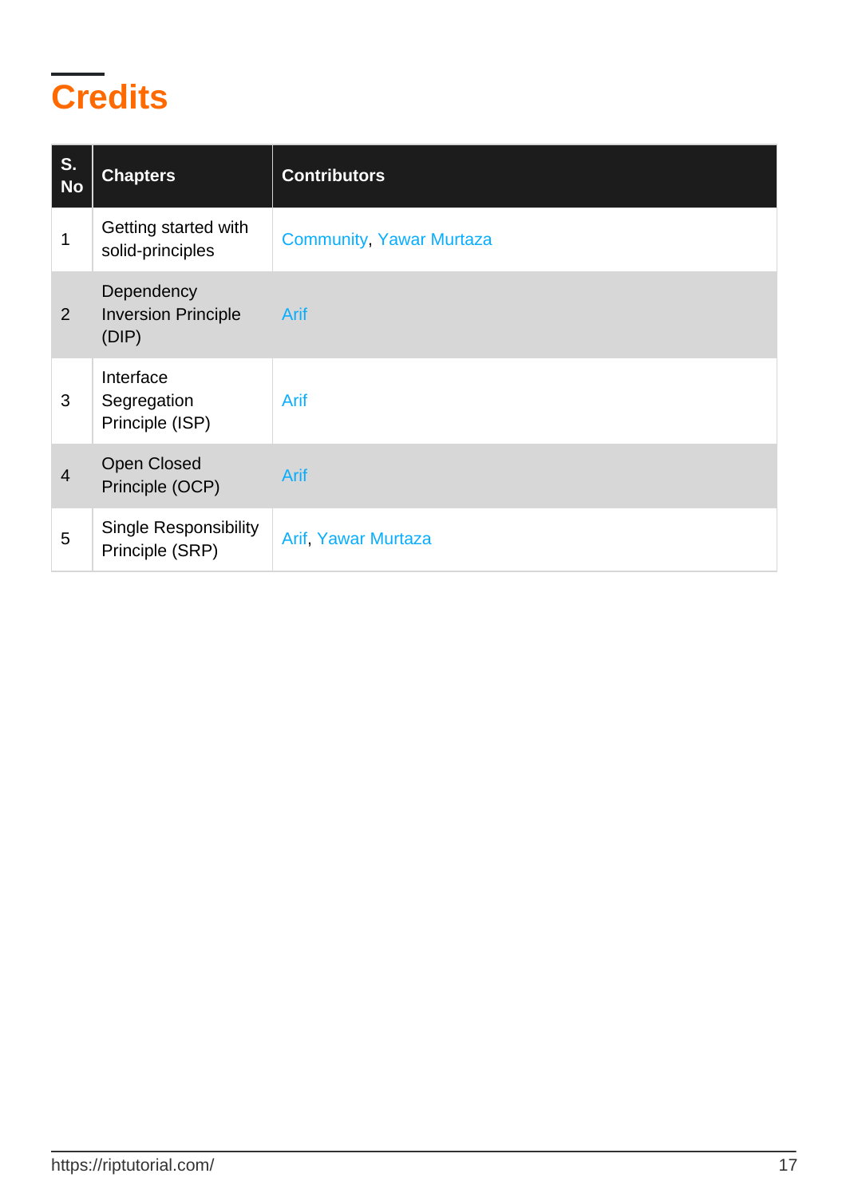# Credits

| S. No | Chapters | Contributors |
| --- | --- | --- |
| 1 | Getting started with solid-principles | Community, Yawar Murtaza |
| 2 | Dependency Inversion Principle (DIP) | Arif |
| 3 | Interface Segregation Principle (ISP) | Arif |
| 4 | Open Closed Principle (OCP) | Arif |
| 5 | Single Responsibility Principle (SRP) | Arif, Yawar Murtaza |